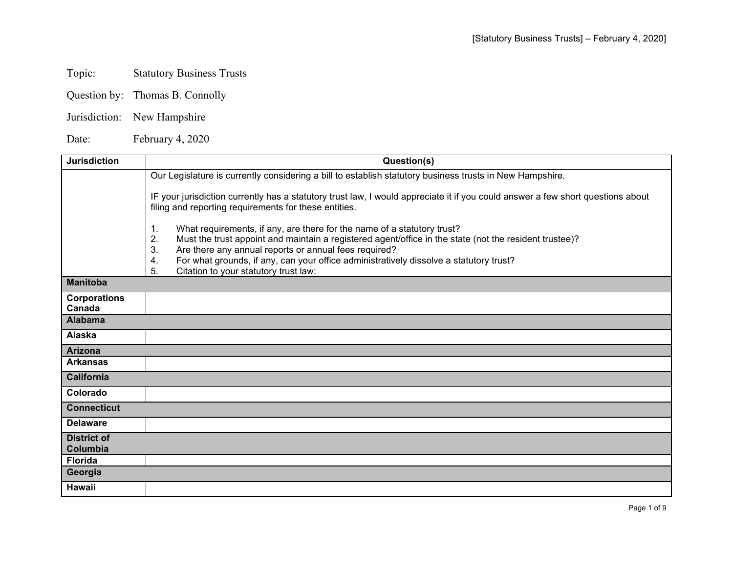Topic: Statutory Business Trusts

Question by: Thomas B. Connolly

Jurisdiction: New Hampshire

Date: February 4, 2020

| Jurisdiction | Question(s) |
|---|---|
| | Our Legislature is currently considering a bill to establish statutory business trusts in New Hampshire.<br><br>IF your jurisdiction currently has a statutory trust law, I would appreciate it if you could answer a few short questions about filing and reporting requirements for these entities.<br><br>1. What requirements, if any, are there for the name of a statutory trust?<br>2. Must the trust appoint and maintain a registered agent/office in the state (not the resident trustee)?<br>3. Are there any annual reports or annual fees required?<br>4. For what grounds, if any, can your office administratively dissolve a statutory trust?<br>5. Citation to your statutory trust law: |
| **Manitoba** | |
| **Corporations Canada** | |
| **Alabama** | |
| **Alaska** | |
| **Arizona** | |
| **Arkansas** | |
| **California** | |
| **Colorado** | |
| **Connecticut** | |
| **Delaware** | |
| **District of Columbia** | |
| **Florida** | |
| **Georgia** | |
| **Hawaii** | |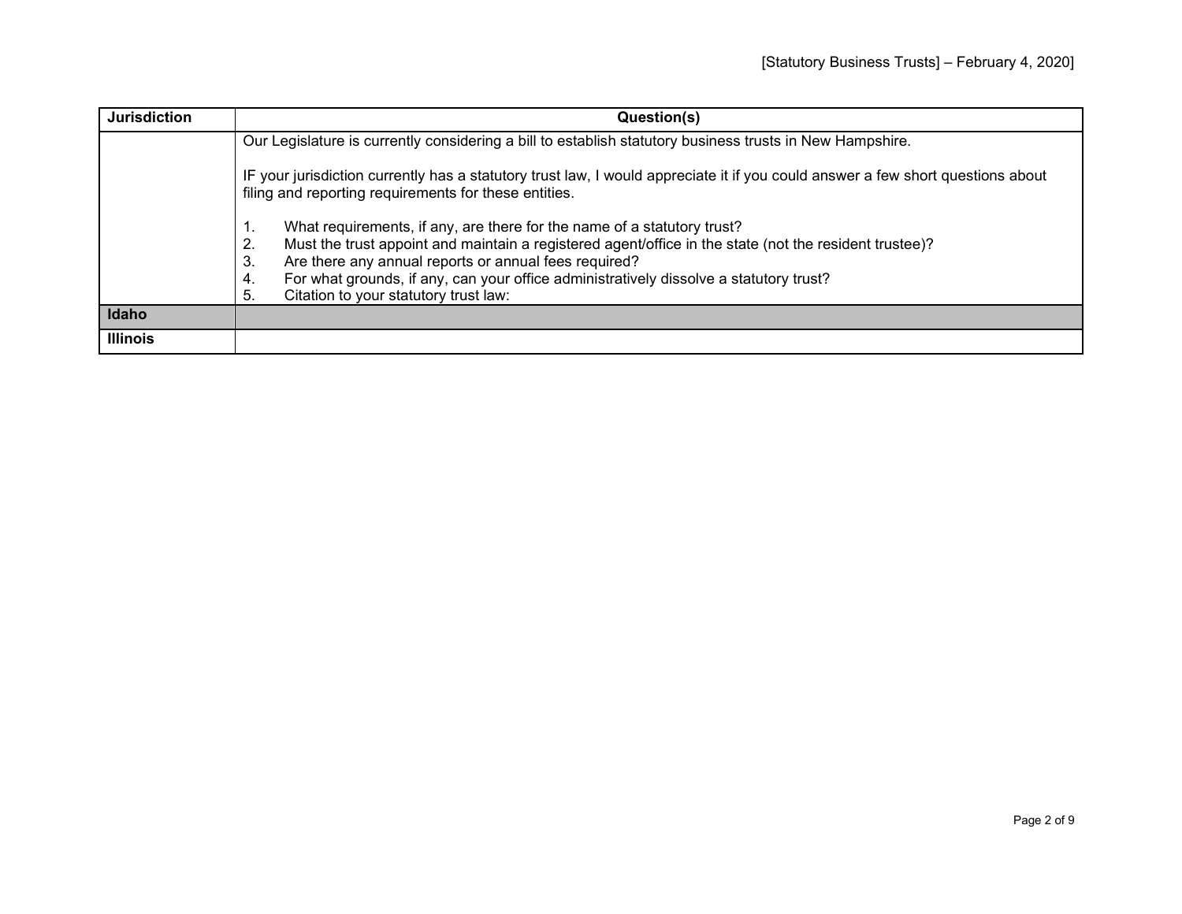| Jurisdiction | Question(s) |
| --- | --- |
| | Our Legislature is currently considering a bill to establish statutory business trusts in New Hampshire.<br><br>IF your jurisdiction currently has a statutory trust law, I would appreciate it if you could answer a few short questions about filing and reporting requirements for these entities.<br><br>1. What requirements, if any, are there for the name of a statutory trust?<br>2. Must the trust appoint and maintain a registered agent/office in the state (not the resident trustee)?<br>3. Are there any annual reports or annual fees required?<br>4. For what grounds, if any, can your office administratively dissolve a statutory trust?<br>5. Citation to your statutory trust law: |
| **Idaho** | |
| **Illinois** | |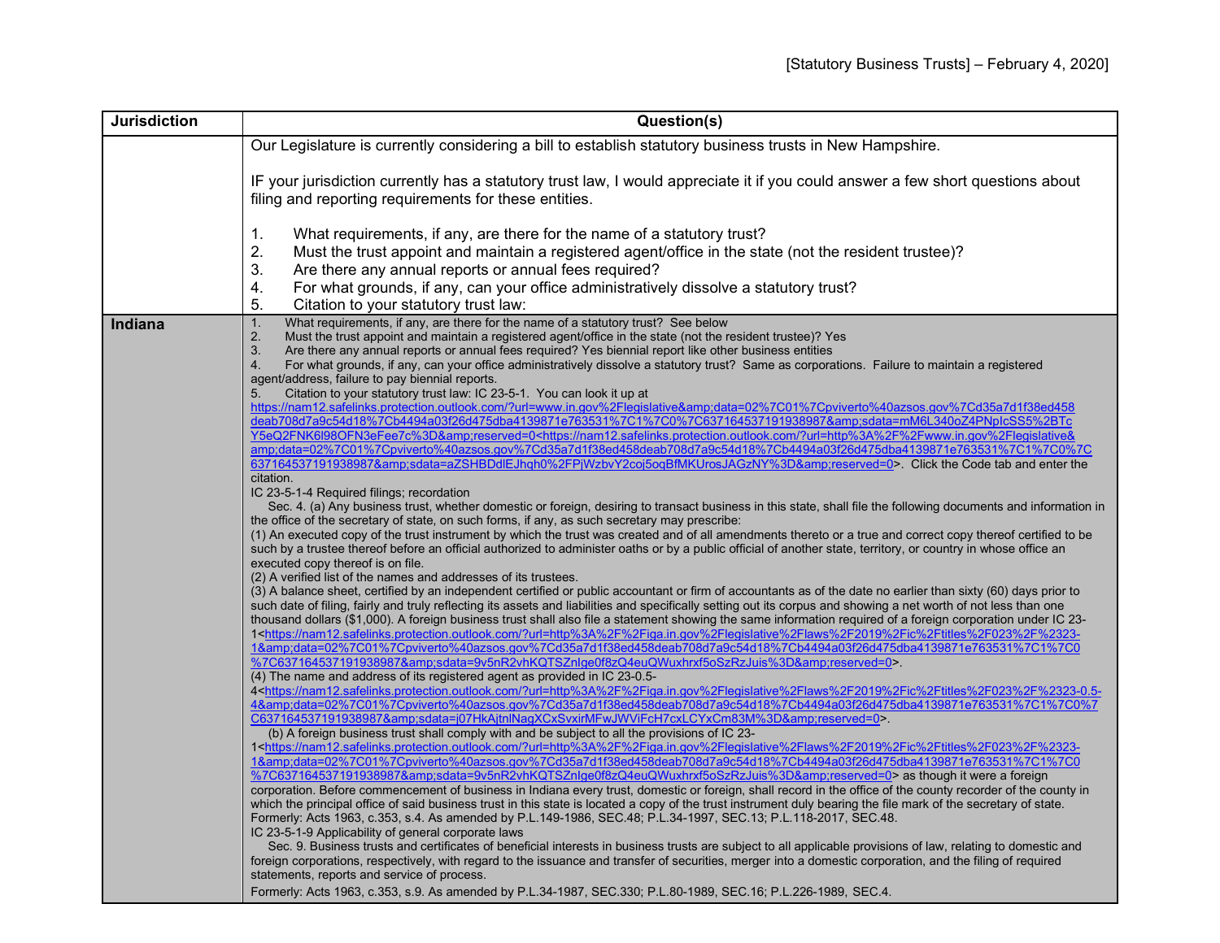| Jurisdiction | Question(s) |
|---|---|
| | Our Legislature is currently considering a bill to establish statutory business trusts in New Hampshire.<br><br>IF your jurisdiction currently has a statutory trust law, I would appreciate it if you could answer a few short questions about filing and reporting requirements for these entities.<br><br>1. What requirements, if any, are there for the name of a statutory trust?<br>2. Must the trust appoint and maintain a registered agent/office in the state (not the resident trustee)?<br>3. Are there any annual reports or annual fees required?<br>4. For what grounds, if any, can your office administratively dissolve a statutory trust?<br>5. Citation to your statutory trust law: |
| **Indiana** | 1. What requirements, if any, are there for the name of a statutory trust? See below<br>2. Must the trust appoint and maintain a registered agent/office in the state (not the resident trustee)? Yes<br>3. Are there any annual reports or annual fees required? Yes biennial report like other business entities<br>4. For what grounds, if any, can your office administratively dissolve a statutory trust? Same as corporations. Failure to maintain a registered agent/address, failure to pay biennial reports.<br>5. Citation to your statutory trust law: IC 23-5-1. You can look it up at https://nam12.safelinks.protection.outlook.com/?url=www.in.gov%2Flegislative&amp;data=02%7C01%7Cpviverto%40azsos.gov%7Cd35a7d1f38ed458deab708d7a9c54d18%7Cb4494a03f26d475dba4139871e763531%7C1%7C0%7C637164537191938987&amp;sdata=mM6L340oZ4PNpIcSS5%2BTcY5eQ2FNK6l98OFN3eFee7c%3D&amp;reserved=0<https://nam12.safelinks.protection.outlook.com/?url=http%3A%2F%2Fwww.in.gov%2Flegislative&amp;data=02%7C01%7Cpviverto%40azsos.gov%7Cd35a7d1f38ed458deab708d7a9c54d18%7Cb4494a03f26d475dba4139871e763531%7C1%7C0%7C637164537191938987&amp;sdata=aZSHBDdlEJhqh0%2FPjWzbvY2coj5oqBfMKUrosJAGzNY%3D&amp;reserved=0>. Click the Code tab and enter the citation.<br>IC 23-5-1-4 Required filings; recordation<br>Sec. 4. (a) Any business trust, whether domestic or foreign, desiring to transact business in this state, shall file the following documents and information in the office of the secretary of state, on such forms, if any, as such secretary may prescribe:<br>(1) An executed copy of the trust instrument by which the trust was created and of all amendments thereto or a true and correct copy thereof certified to be such by a trustee thereof before an official authorized to administer oaths or by a public official of another state, territory, or country in whose office an executed copy thereof is on file.<br>(2) A verified list of the names and addresses of its trustees.<br>(3) A balance sheet, certified by an independent certified or public accountant or firm of accountants as of the date no earlier than sixty (60) days prior to such date of filing, fairly and truly reflecting its assets and liabilities and specifically setting out its corpus and showing a net worth of not less than one thousand dollars ($1,000). A foreign business trust shall also file a statement showing the same information required of a foreign corporation under IC 23-1<https://nam12.safelinks.protection.outlook.com/?url=http%3A%2F%2Figa.in.gov%2Flegislative%2Flaws%2F2019%2Fic%2Ftitles%2F023%2F%2323-1&amp;data=02%7C01%7Cpviverto%40azsos.gov%7Cd35a7d1f38ed458deab708d7a9c54d18%7Cb4494a03f26d475dba4139871e763531%7C1%7C0%7C637164537191938987&amp;sdata=9v5nR2vhKQTSZnIge0f8zQ4euQWuxhrxf5oSzRzJuis%3D&amp;reserved=0>.<br>(4) The name and address of its registered agent as provided in IC 23-0.5-4<https://nam12.safelinks.protection.outlook.com/?url=http%3A%2F%2Figa.in.gov%2Flegislative%2Flaws%2F2019%2Fic%2Ftitles%2F023%2F%2323-0.5-4&amp;data=02%7C01%7Cpviverto%40azsos.gov%7Cd35a7d1f38ed458deab708d7a9c54d18%7Cb4494a03f26d475dba4139871e763531%7C1%7C0%7C637164537191938987&amp;sdata=j07HkAjtnlNagXCxSvxirMFwJWViFcH7cxLCYxCm83M%3D&amp;reserved=0>.<br>(b) A foreign business trust shall comply with and be subject to all the provisions of IC 23-1<https://nam12.safelinks.protection.outlook.com/?url=http%3A%2F%2Figa.in.gov%2Flegislative%2Flaws%2F2019%2Fic%2Ftitles%2F023%2F%2323-1&amp;data=02%7C01%7Cpviverto%40azsos.gov%7Cd35a7d1f38ed458deab708d7a9c54d18%7Cb4494a03f26d475dba4139871e763531%7C1%7C0%7C637164537191938987&amp;sdata=9v5nR2vhKQTSZnIge0f8zQ4euQWuxhrxf5oSzRzJuis%3D&amp;reserved=0> as though it were a foreign corporation. Before commencement of business in Indiana every trust, domestic or foreign, shall record in the office of the county recorder of the county in which the principal office of said business trust in this state is located a copy of the trust instrument duly bearing the file mark of the secretary of state.<br>Formerly: Acts 1963, c.353, s.4. As amended by P.L.149-1986, SEC.48; P.L.34-1997, SEC.13; P.L.118-2017, SEC.48.<br>IC 23-5-1-9 Applicability of general corporate laws<br>Sec. 9. Business trusts and certificates of beneficial interests in business trusts are subject to all applicable provisions of law, relating to domestic and foreign corporations, respectively, with regard to the issuance and transfer of securities, merger into a domestic corporation, and the filing of required statements, reports and service of process.<br>Formerly: Acts 1963, c.353, s.9. As amended by P.L.34-1987, SEC.330; P.L.80-1989, SEC.16; P.L.226-1989, SEC.4. |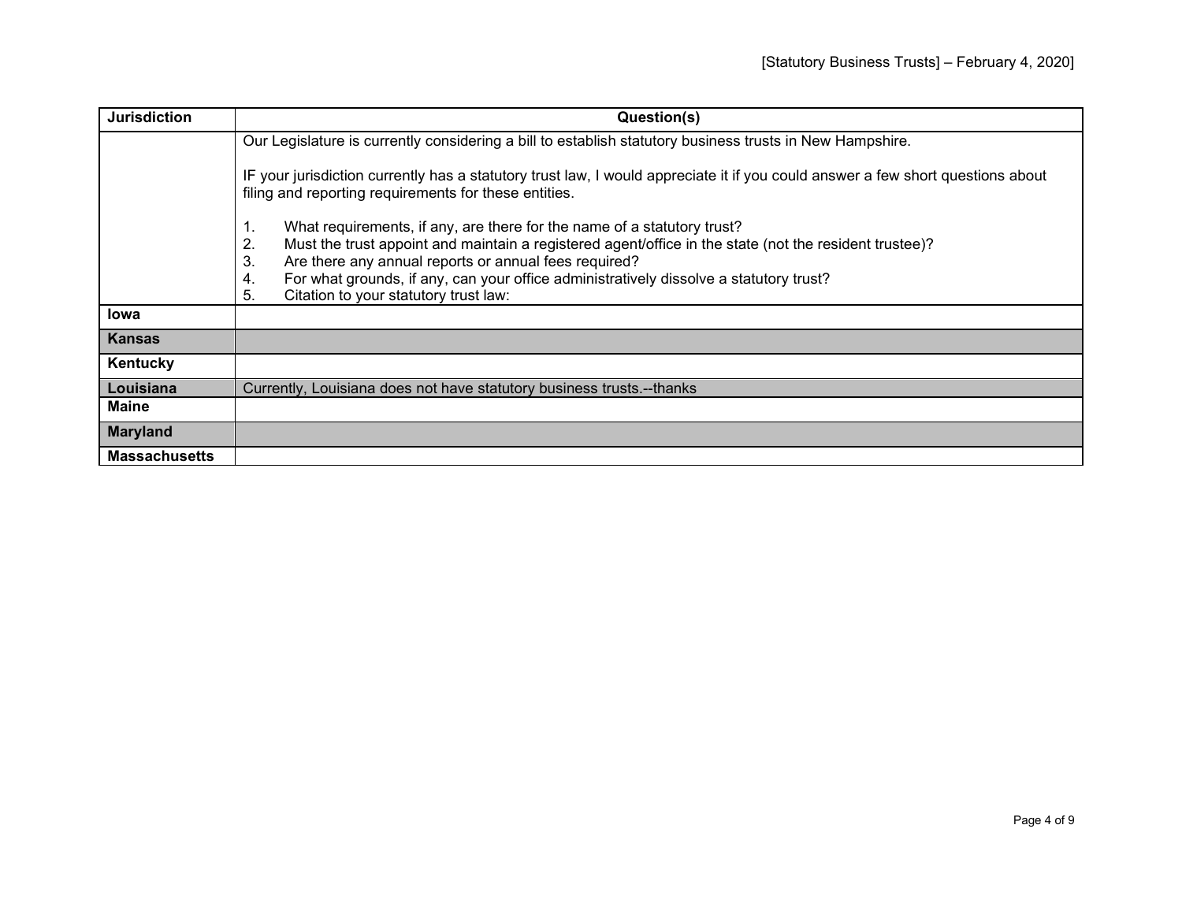| Jurisdiction | Question(s) |
|---|---|
| | Our Legislature is currently considering a bill to establish statutory business trusts in New Hampshire.<br><br>IF your jurisdiction currently has a statutory trust law, I would appreciate it if you could answer a few short questions about filing and reporting requirements for these entities.<br><br>1. What requirements, if any, are there for the name of a statutory trust?<br>2. Must the trust appoint and maintain a registered agent/office in the state (not the resident trustee)?<br>3. Are there any annual reports or annual fees required?<br>4. For what grounds, if any, can your office administratively dissolve a statutory trust?<br>5. Citation to your statutory trust law: |
| **Iowa** | |
| **Kansas** | |
| **Kentucky** | |
| **Louisiana** | Currently, Louisiana does not have statutory business trusts.--thanks |
| **Maine** | |
| **Maryland** | |
| **Massachusetts** | |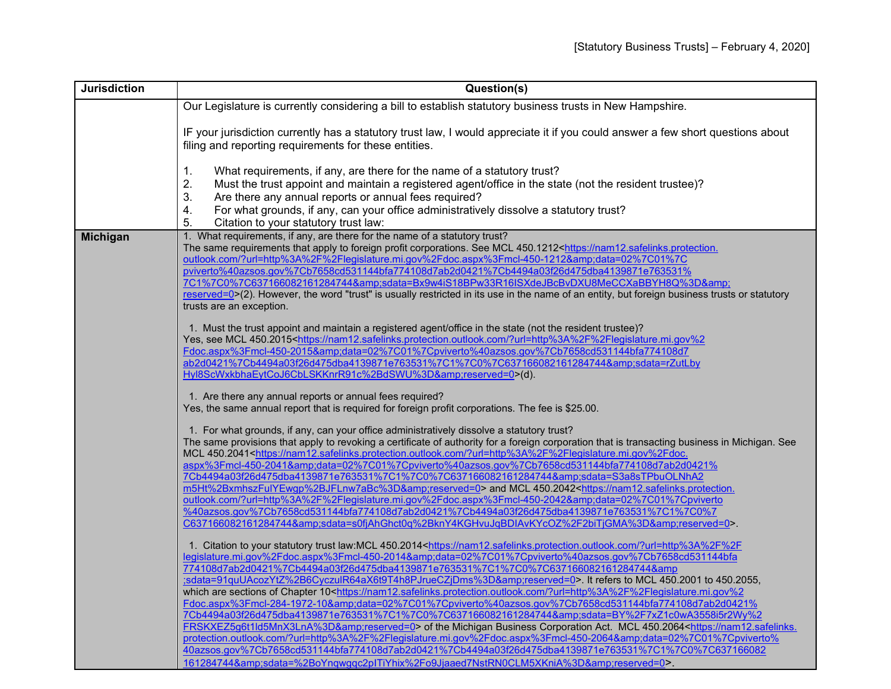| Jurisdiction | Question(s) |
|---|---|
| | Our Legislature is currently considering a bill to establish statutory business trusts in New Hampshire.<br><br>IF your jurisdiction currently has a statutory trust law, I would appreciate it if you could answer a few short questions about filing and reporting requirements for these entities.<br><br>1. What requirements, if any, are there for the name of a statutory trust?<br>2. Must the trust appoint and maintain a registered agent/office in the state (not the resident trustee)?<br>3. Are there any annual reports or annual fees required?<br>4. For what grounds, if any, can your office administratively dissolve a statutory trust?<br>5. Citation to your statutory trust law: |
| **Michigan** | 1. What requirements, if any, are there for the name of a statutory trust?<br>The same requirements that apply to foreign profit corporations. See MCL 450.1212<https://nam12.safelinks.protection.outlook.com/?url=http%3A%2F%2Flegislature.mi.gov%2Fdoc.aspx%3Fmcl-450-1212&amp;data=02%7C01%7Cpviverto%40azsos.gov%7Cb7658cd531144bfa774108d7ab2d0421%7Cb4494a03f26d475dba4139871e763531%7C1%7C0%7C637166082161284744&amp;sdata=Bx9w4iS18BPw33R16lSXdeJBcBvDXU8MeCCXaBBYH8Q%3D&amp;reserved=0>(2). However, the word "trust" is usually restricted in its use in the name of an entity, but foreign business trusts or statutory trusts are an exception.<br><br>1. Must the trust appoint and maintain a registered agent/office in the state (not the resident trustee)?<br>Yes, see MCL 450.2015<https://nam12.safelinks.protection.outlook.com/?url=http%3A%2F%2Flegislature.mi.gov%2Fdoc.aspx%3Fmcl-450-2015&amp;data=02%7C01%7Cpviverto%40azsos.gov%7Cb7658cd531144bfa774108d7ab2d0421%7Cb4494a03f26d475dba4139871e763531%7C1%7C0%7C637166082161284744&amp;sdata=rZutLbyHyl8ScWxkbhaEytCoJ6CbLSKKnrR91c%2BdSWU%3D&amp;reserved=0>(d).<br><br>1. Are there any annual reports or annual fees required?<br>Yes, the same annual report that is required for foreign profit corporations. The fee is $25.00.<br><br>1. For what grounds, if any, can your office administratively dissolve a statutory trust?<br>The same provisions that apply to revoking a certificate of authority for a foreign corporation that is transacting business in Michigan. See MCL 450.2041<https://nam12.safelinks.protection.outlook.com/?url=http%3A%2F%2Flegislature.mi.gov%2Fdoc.aspx%3Fmcl-450-2041&amp;data=02%7C01%7Cpviverto%40azsos.gov%7Cb7658cd531144bfa774108d7ab2d0421%7Cb4494a03f26d475dba4139871e763531%7C1%7C0%7C637166082161284744&amp;sdata=S3a8sTPbuOLNhA2m5Ht%2BxmhszFulYEwgp%2BJFLnw7aBc%3D&amp;reserved=0> and MCL 450.2042<https://nam12.safelinks.protection.outlook.com/?url=http%3A%2F%2Flegislature.mi.gov%2Fdoc.aspx%3Fmcl-450-2042&amp;data=02%7C01%7Cpviverto%40azsos.gov%7Cb7658cd531144bfa774108d7ab2d0421%7Cb4494a03f26d475dba4139871e763531%7C1%7C0%7C637166082161284744&amp;sdata=s0fjAhGhct0q%2BknY4KGHvuJqBDIAvKYcOZ%2F2biTjGMA%3D&amp;reserved=0>.<br><br>1. Citation to your statutory trust law:MCL 450.2014<https://nam12.safelinks.protection.outlook.com/?url=http%3A%2F%2Flegislature.mi.gov%2Fdoc.aspx%3Fmcl-450-2014&amp;data=02%7C01%7Cpviverto%40azsos.gov%7Cb7658cd531144bfa774108d7ab2d0421%7Cb4494a03f26d475dba4139871e763531%7C1%7C0%7C637166082161284744&amp;sdata=91quUAcozYtZ%2B6CyczulR64aX6t9T4h8PJrueCZjDms%3D&amp;reserved=0>. It refers to MCL 450.2001 to 450.2055, which are sections of Chapter 10<https://nam12.safelinks.protection.outlook.com/?url=http%3A%2F%2Flegislature.mi.gov%2Fdoc.aspx%3Fmcl-284-1972-10&amp;data=02%7C01%7Cpviverto%40azsos.gov%7Cb7658cd531144bfa774108d7ab2d0421%7Cb4494a03f26d475dba4139871e763531%7C1%7C0%7C637166082161284744&amp;sdata=BY%2F7xZ1c0wA3558i5r2Wy%2FRSKXEZ5g6t1ld5MnX3LnA%3D&amp;reserved=0> of the Michigan Business Corporation Act. MCL 450.2064<https://nam12.safelinks.protection.outlook.com/?url=http%3A%2F%2Flegislature.mi.gov%2Fdoc.aspx%3Fmcl-450-2064&amp;data=02%7C01%7Cpviverto%40azsos.gov%7Cb7658cd531144bfa774108d7ab2d0421%7Cb4494a03f26d475dba4139871e763531%7C1%7C0%7C637166082161284744&amp;sdata=%2BoYnqwgqc2pITiYhix%2Fo9Jjaaed7NstRN0CLM5XKniA%3D&amp;reserved=0>. |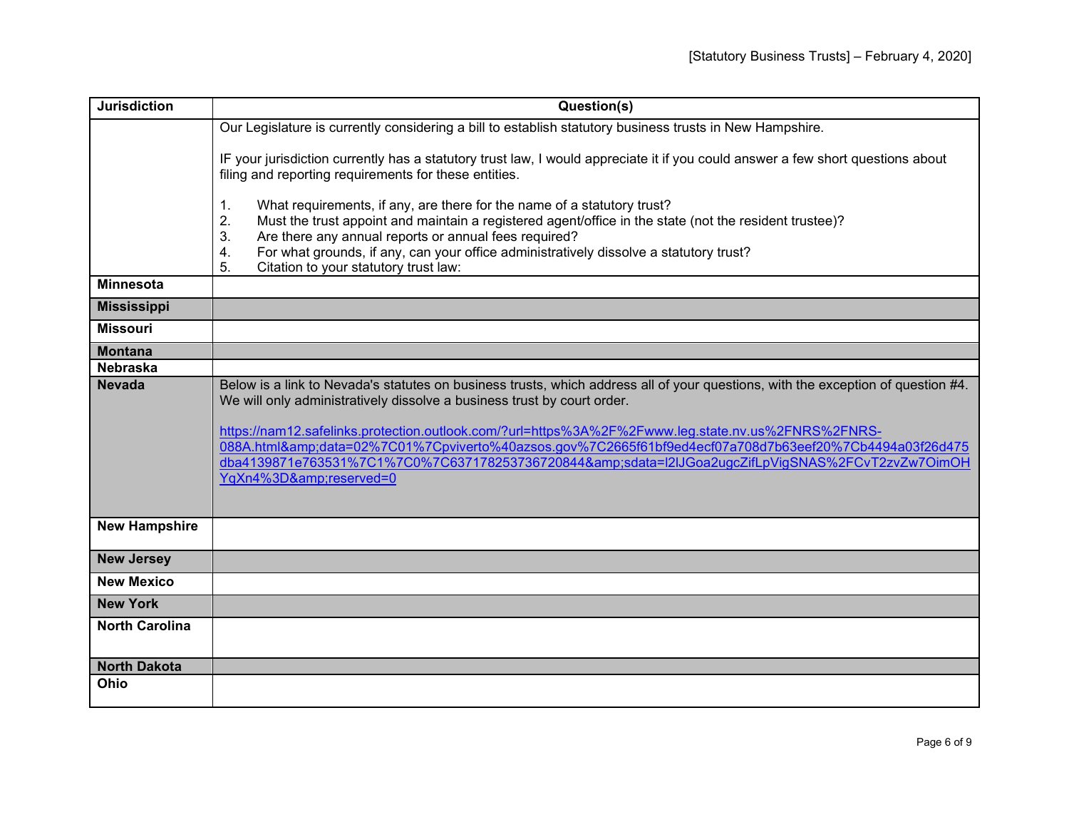| Jurisdiction | Question(s) |
|---|---|
| | Our Legislature is currently considering a bill to establish statutory business trusts in New Hampshire.<br><br>IF your jurisdiction currently has a statutory trust law, I would appreciate it if you could answer a few short questions about filing and reporting requirements for these entities.<br><br>1. What requirements, if any, are there for the name of a statutory trust?<br>2. Must the trust appoint and maintain a registered agent/office in the state (not the resident trustee)?<br>3. Are there any annual reports or annual fees required?<br>4. For what grounds, if any, can your office administratively dissolve a statutory trust?<br>5. Citation to your statutory trust law: |
| **Minnesota** | |
| **Mississippi** | |
| **Missouri** | |
| **Montana** | |
| **Nebraska** | |
| **Nevada** | Below is a link to Nevada's statutes on business trusts, which address all of your questions, with the exception of question #4. We will only administratively dissolve a business trust by court order.<br><br>https://nam12.safelinks.protection.outlook.com/?url=https%3A%2F%2Fwww.leg.state.nv.us%2FNRS%2FNRS-088A.html&amp;data=02%7C01%7Cpviverto%40azsos.gov%7C2665f61bf9ed4ecf07a708d7b63eef20%7Cb4494a03f26d475dba4139871e763531%7C1%7C0%7C637178253736720844&amp;sdata=I2lJGoa2ugcZifLpVigSNAS%2FCvT2zvZw7OimOHYqXn4%3D&amp;reserved=0 |
| **New Hampshire** | |
| **New Jersey** | |
| **New Mexico** | |
| **New York** | |
| **North Carolina** | |
| **North Dakota** | |
| **Ohio** | |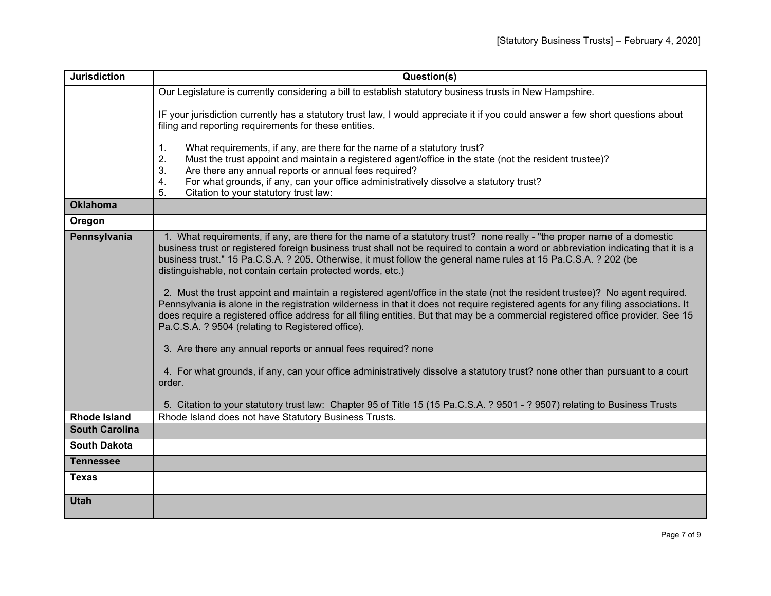| Jurisdiction | Question(s) |
|---|---|
| | Our Legislature is currently considering a bill to establish statutory business trusts in New Hampshire.<br><br>IF your jurisdiction currently has a statutory trust law, I would appreciate it if you could answer a few short questions about filing and reporting requirements for these entities.<br><br>1. What requirements, if any, are there for the name of a statutory trust?<br>2. Must the trust appoint and maintain a registered agent/office in the state (not the resident trustee)?<br>3. Are there any annual reports or annual fees required?<br>4. For what grounds, if any, can your office administratively dissolve a statutory trust?<br>5. Citation to your statutory trust law: |
| **Oklahoma** | |
| **Oregon** | |
| **Pennsylvania** | 1. What requirements, if any, are there for the name of a statutory trust? none really - "the proper name of a domestic business trust or registered foreign business trust shall not be required to contain a word or abbreviation indicating that it is a business trust." 15 Pa.C.S.A. ? 205. Otherwise, it must follow the general name rules at 15 Pa.C.S.A. ? 202 (be distinguishable, not contain certain protected words, etc.)<br><br>2. Must the trust appoint and maintain a registered agent/office in the state (not the resident trustee)? No agent required. Pennsylvania is alone in the registration wilderness in that it does not require registered agents for any filing associations. It does require a registered office address for all filing entities. But that may be a commercial registered office provider. See 15 Pa.C.S.A. ? 9504 (relating to Registered office).<br><br>3. Are there any annual reports or annual fees required? none<br><br>4. For what grounds, if any, can your office administratively dissolve a statutory trust? none other than pursuant to a court order.<br><br>5. Citation to your statutory trust law: Chapter 95 of Title 15 (15 Pa.C.S.A. ? 9501 - ? 9507) relating to Business Trusts |
| **Rhode Island** | Rhode Island does not have Statutory Business Trusts. |
| **South Carolina** | |
| **South Dakota** | |
| **Tennessee** | |
| **Texas** | |
| **Utah** | |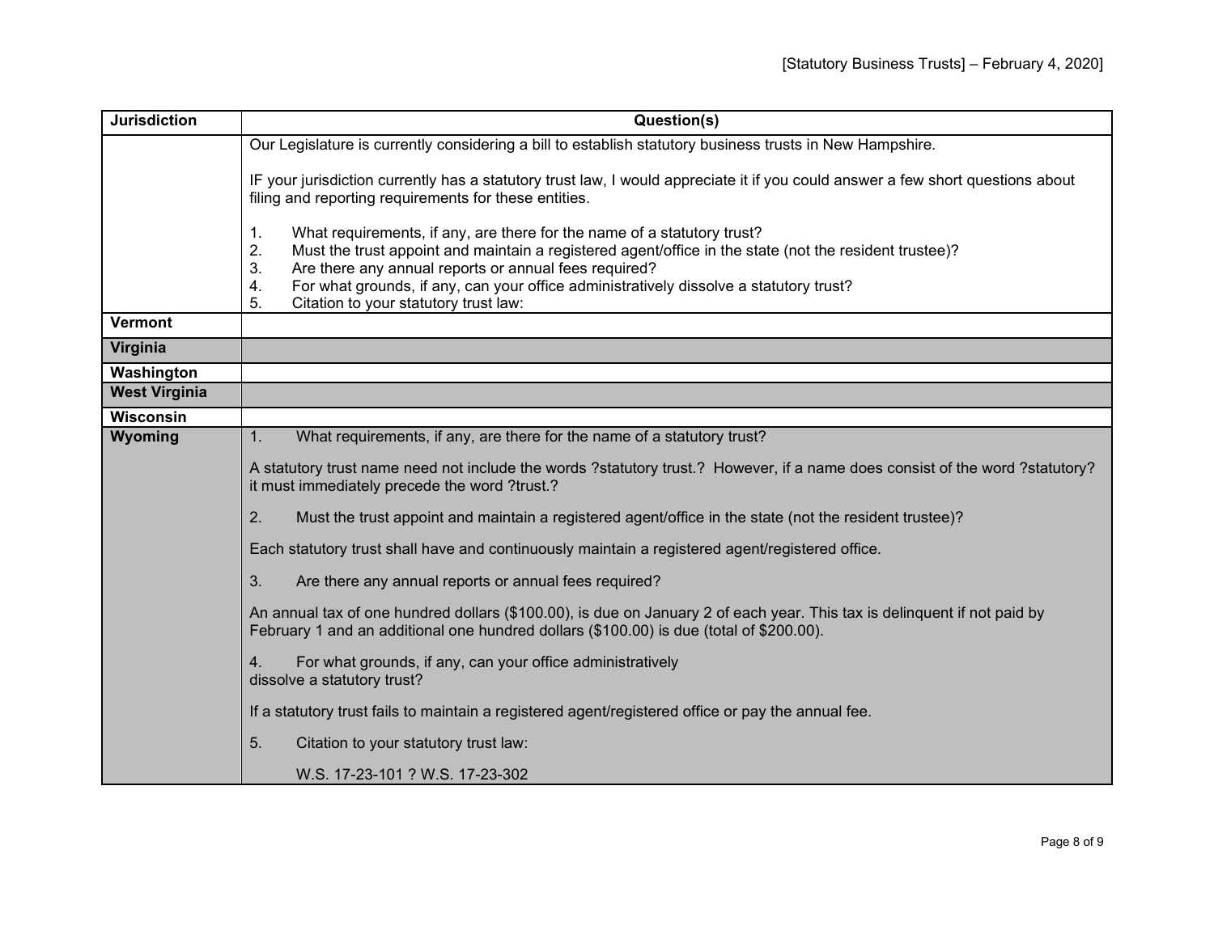| Jurisdiction | Question(s) |
|---|---|
| | Our Legislature is currently considering a bill to establish statutory business trusts in New Hampshire.<br><br>IF your jurisdiction currently has a statutory trust law, I would appreciate it if you could answer a few short questions about filing and reporting requirements for these entities.<br><br>1. What requirements, if any, are there for the name of a statutory trust?<br>2. Must the trust appoint and maintain a registered agent/office in the state (not the resident trustee)?<br>3. Are there any annual reports or annual fees required?<br>4. For what grounds, if any, can your office administratively dissolve a statutory trust?<br>5. Citation to your statutory trust law: |
| **Vermont** | |
| **Virginia** | |
| **Washington** | |
| **West Virginia** | |
| **Wisconsin** | |
| **Wyoming** | 1. What requirements, if any, are there for the name of a statutory trust?<br><br>A statutory trust name need not include the words ?statutory trust.? However, if a name does consist of the word ?statutory? it must immediately precede the word ?trust.?<br><br>2. Must the trust appoint and maintain a registered agent/office in the state (not the resident trustee)?<br><br>Each statutory trust shall have and continuously maintain a registered agent/registered office.<br><br>3. Are there any annual reports or annual fees required?<br><br>An annual tax of one hundred dollars ($100.00), is due on January 2 of each year. This tax is delinquent if not paid by February 1 and an additional one hundred dollars ($100.00) is due (total of $200.00).<br><br>4. For what grounds, if any, can your office administratively dissolve a statutory trust?<br><br>If a statutory trust fails to maintain a registered agent/registered office or pay the annual fee.<br><br>5. Citation to your statutory trust law:<br><br>W.S. 17-23-101 ? W.S. 17-23-302 |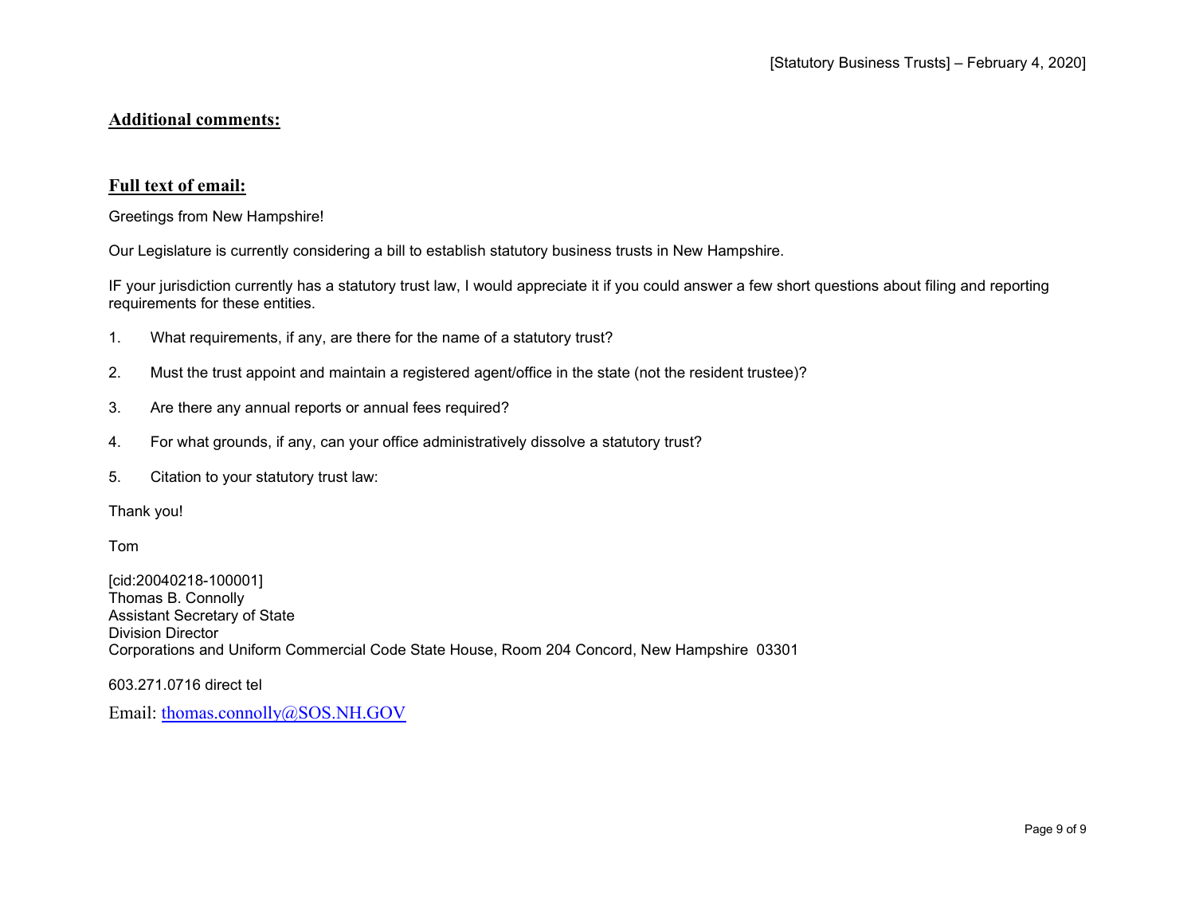**Additional comments:**

**Full text of email:**

Greetings from New Hampshire!

Our Legislature is currently considering a bill to establish statutory business trusts in New Hampshire.

IF your jurisdiction currently has a statutory trust law, I would appreciate it if you could answer a few short questions about filing and reporting requirements for these entities.

1. What requirements, if any, are there for the name of a statutory trust?

2. Must the trust appoint and maintain a registered agent/office in the state (not the resident trustee)?

3. Are there any annual reports or annual fees required?

4. For what grounds, if any, can your office administratively dissolve a statutory trust?

5. Citation to your statutory trust law:

Thank you!

Tom

[cid:20040218-100001]
Thomas B. Connolly
Assistant Secretary of State
Division Director
Corporations and Uniform Commercial Code State House, Room 204 Concord, New Hampshire 03301

603.271.0716 direct tel

Email: thomas.connolly@SOS.NH.GOV